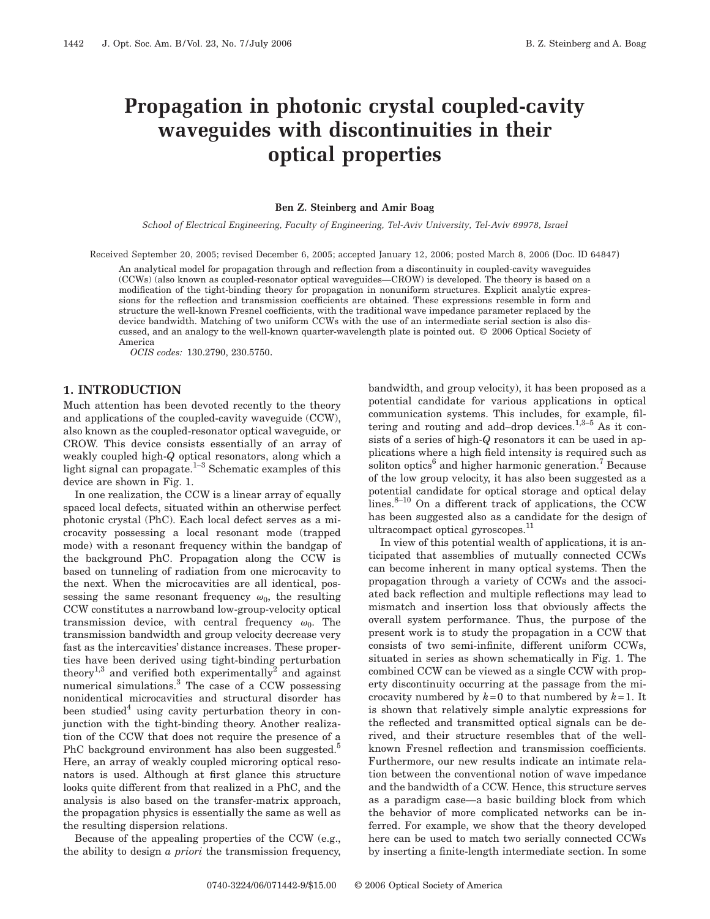# Propagation in photonic crystal coupled-cavity waveguides with discontinuities in their optical properties

**Ben Z. Steinberg and Amir Boag**

*School of Electrical Engineering, Faculty of Engineering, Tel-Aviv University, Tel-Aviv 69978, Israel*

Received September 20, 2005; revised December 6, 2005; accepted January 12, 2006; posted March 8, 2006 (Doc. ID 64847)

An analytical model for propagation through and reflection from a discontinuity in coupled-cavity waveguides (CCWs) (also known as coupled-resonator optical waveguides—CROW) is developed. The theory is based on a modification of the tight-binding theory for propagation in nonuniform structures. Explicit analytic expressions for the reflection and transmission coefficients are obtained. These expressions resemble in form and structure the well-known Fresnel coefficients, with the traditional wave impedance parameter replaced by the device bandwidth. Matching of two uniform CCWs with the use of an intermediate serial section is also discussed, and an analogy to the well-known quarter-wavelength plate is pointed out. © 2006 Optical Society of America

*OCIS codes:* 130.2790, 230.5750.

## 1. INTRODUCTION

Much attention has been devoted recently to the theory and applications of the coupled-cavity waveguide (CCW), also known as the coupled-resonator optical waveguide, or CROW. This device consists essentially of an array of weakly coupled high-*Q* optical resonators, along which a light signal can propagate.[1–3] Schematic examples of this device are shown in Fig. 1.

In one realization, the CCW is a linear array of equally spaced local defects, situated within an otherwise perfect photonic crystal (PhC). Each local defect serves as a microcavity possessing a local resonant mode (trapped mode) with a resonant frequency within the bandgap of the background PhC. Propagation along the CCW is based on tunneling of radiation from one microcavity to the next. When the microcavities are all identical, possessing the same resonant frequency $\omega_0$, the resulting CCW constitutes a narrowband low-group-velocity optical transmission device, with central frequency $\omega_0$. The transmission bandwidth and group velocity decrease very fast as the intercavities' distance increases. These properties have been derived using tight-binding perturbation theory[1,3] and verified both experimentally[2] and against numerical simulations.[3] The case of a CCW possessing nonidentical microcavities and structural disorder has been studied[4] using cavity perturbation theory in conjunction with the tight-binding theory. Another realization of the CCW that does not require the presence of a PhC background environment has also been suggested.[5] Here, an array of weakly coupled microring optical resonators is used. Although at first glance this structure looks quite different from that realized in a PhC, and the analysis is also based on the transfer-matrix approach, the propagation physics is essentially the same as well as the resulting dispersion relations.

Because of the appealing properties of the CCW (e.g., the ability to design *a priori* the transmission frequency, bandwidth, and group velocity), it has been proposed as a potential candidate for various applications in optical communication systems. This includes, for example, filtering and routing and add–drop devices.[1,3–5] As it consists of a series of high-*Q* resonators it can be used in applications where a high field intensity is required such as soliton optics[6] and higher harmonic generation.[7] Because of the low group velocity, it has also been suggested as a potential candidate for optical storage and optical delay lines.[8–10] On a different track of applications, the CCW has been suggested also as a candidate for the design of ultracompact optical gyroscopes.[11]

In view of this potential wealth of applications, it is anticipated that assemblies of mutually connected CCWs can become inherent in many optical systems. Then the propagation through a variety of CCWs and the associated back reflection and multiple reflections may lead to mismatch and insertion loss that obviously affects the overall system performance. Thus, the purpose of the present work is to study the propagation in a CCW that consists of two semi-infinite, different uniform CCWs, situated in series as shown schematically in Fig. 1. The combined CCW can be viewed as a single CCW with property discontinuity occurring at the passage from the microcavity numbered by $k=0$ to that numbered by $k=1$. It is shown that relatively simple analytic expressions for the reflected and transmitted optical signals can be derived, and their structure resembles that of the well-known Fresnel reflection and transmission coefficients. Furthermore, our new results indicate an intimate relation between the conventional notion of wave impedance and the bandwidth of a CCW. Hence, this structure serves as a paradigm case—a basic building block from which the behavior of more complicated networks can be inferred. For example, we show that the theory developed here can be used to match two serially connected CCWs by inserting a finite-length intermediate section. In some

0740-3224/06/071442-9/$15.00 © 2006 Optical Society of America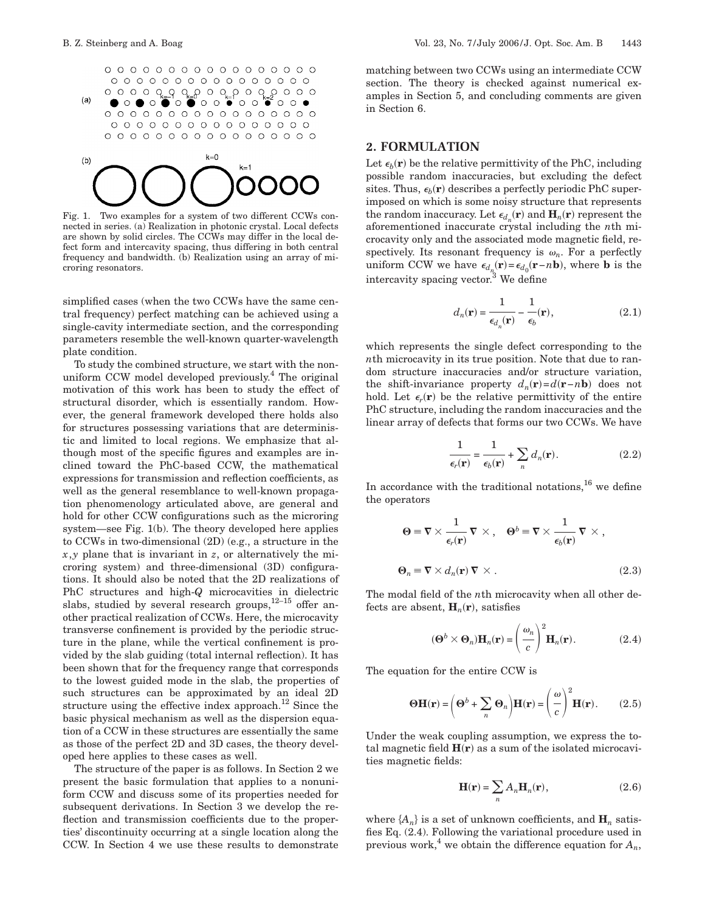Fig. 1. Two examples for a system of two different CCWs connected in series. (a) Realization in photonic crystal. Local defects are shown by solid circles. The CCWs may differ in the local defect form and intercavity spacing, thus differing in both central frequency and bandwidth. (b) Realization using an array of microring resonators.

simplified cases (when the two CCWs have the same central frequency) perfect matching can be achieved using a single-cavity intermediate section, and the corresponding parameters resemble the well-known quarter-wavelength plate condition.

To study the combined structure, we start with the nonuniform CCW model developed previously.[4] The original motivation of this work has been to study the effect of structural disorder, which is essentially random. However, the general framework developed there holds also for structures possessing variations that are deterministic and limited to local regions. We emphasize that although most of the specific figures and examples are inclined toward the PhC-based CCW, the mathematical expressions for transmission and reflection coefficients, as well as the general resemblance to well-known propagation phenomenology articulated above, are general and hold for other CCW configurations such as the microring system—see Fig. 1(b). The theory developed here applies to CCWs in two-dimensional (2D) (e.g., a structure in the $x,y$ plane that is invariant in $z$, or alternatively the microring system) and three-dimensional (3D) configurations. It should also be noted that the 2D realizations of PhC structures and high-$Q$ microcavities in dielectric slabs, studied by several research groups,[12–15] offer another practical realization of CCWs. Here, the microcavity transverse confinement is provided by the periodic structure in the plane, while the vertical confinement is provided by the slab guiding (total internal reflection). It has been shown that for the frequency range that corresponds to the lowest guided mode in the slab, the properties of such structures can be approximated by an ideal 2D structure using the effective index approach.[12] Since the basic physical mechanism as well as the dispersion equation of a CCW in these structures are essentially the same as those of the perfect 2D and 3D cases, the theory developed here applies to these cases as well.

The structure of the paper is as follows. In Section 2 we present the basic formulation that applies to a nonuniform CCW and discuss some of its properties needed for subsequent derivations. In Section 3 we develop the reflection and transmission coefficients due to the properties' discontinuity occurring at a single location along the CCW. In Section 4 we use these results to demonstrate matching between two CCWs using an intermediate CCW section. The theory is checked against numerical examples in Section 5, and concluding comments are given in Section 6.

## 2. FORMULATION

Let $\epsilon_b(\mathbf{r})$ be the relative permittivity of the PhC, including possible random inaccuracies, but excluding the defect sites. Thus, $\epsilon_b(\mathbf{r})$ describes a perfectly periodic PhC superimposed on which is some noisy structure that represents the random inaccuracy. Let $\epsilon_{d_n}(\mathbf{r})$ and $\mathbf{H}_n(\mathbf{r})$ represent the aforementioned inaccurate crystal including the $n$th microcavity only and the associated mode magnetic field, respectively. Its resonant frequency is $\omega_n$. For a perfectly uniform CCW we have $\epsilon_{d_n}(\mathbf{r})=\epsilon_{d_0}(\mathbf{r}-n\mathbf{b})$, where $\mathbf{b}$ is the intercavity spacing vector.[3] We define

$$d_n(\mathbf{r}) = \frac{1}{\epsilon_{d_n}(\mathbf{r})} - \frac{1}{\epsilon_b}(\mathbf{r}), \tag{2.1}$$

which represents the single defect corresponding to the $n$th microcavity in its true position. Note that due to random structure inaccuracies and/or structure variation, the shift-invariance property $d_n(\mathbf{r})=d(\mathbf{r}-n\mathbf{b})$ does not hold. Let $\epsilon_r(\mathbf{r})$ be the relative permittivity of the entire PhC structure, including the random inaccuracies and the linear array of defects that forms our two CCWs. We have

$$\frac{1}{\epsilon_r(\mathbf{r})} = \frac{1}{\epsilon_b(\mathbf{r})} + \sum_n d_n(\mathbf{r}). \tag{2.2}$$

In accordance with the traditional notations,[16] we define the operators

$$\Theta \equiv \nabla \times \frac{1}{\epsilon_r(\mathbf{r})} \nabla \times, \quad \Theta^b \equiv \nabla \times \frac{1}{\epsilon_b(\mathbf{r})} \nabla \times,$$

$$\Theta_n \equiv \nabla \times d_n(\mathbf{r}) \nabla \times. \tag{2.3}$$

The modal field of the $n$th microcavity when all other defects are absent, $\mathbf{H}_n(\mathbf{r})$, satisfies

$$(\Theta^b \times \Theta_n)\mathbf{H}_n(\mathbf{r}) = \left(\frac{\omega_n}{c}\right)^2 \mathbf{H}_n(\mathbf{r}). \tag{2.4}$$

The equation for the entire CCW is

$$\Theta\mathbf{H}(\mathbf{r}) = \left(\Theta^b + \sum_n \Theta_n\right)\mathbf{H}(\mathbf{r}) = \left(\frac{\omega}{c}\right)^2 \mathbf{H}(\mathbf{r}). \tag{2.5}$$

Under the weak coupling assumption, we express the total magnetic field $\mathbf{H}(\mathbf{r})$ as a sum of the isolated microcavities magnetic fields:

$$\mathbf{H}(\mathbf{r}) = \sum_n A_n \mathbf{H}_n(\mathbf{r}), \tag{2.6}$$

where $\{A_n\}$ is a set of unknown coefficients, and $\mathbf{H}_n$ satisfies Eq. (2.4). Following the variational procedure used in previous work,[4] we obtain the difference equation for $A_n$,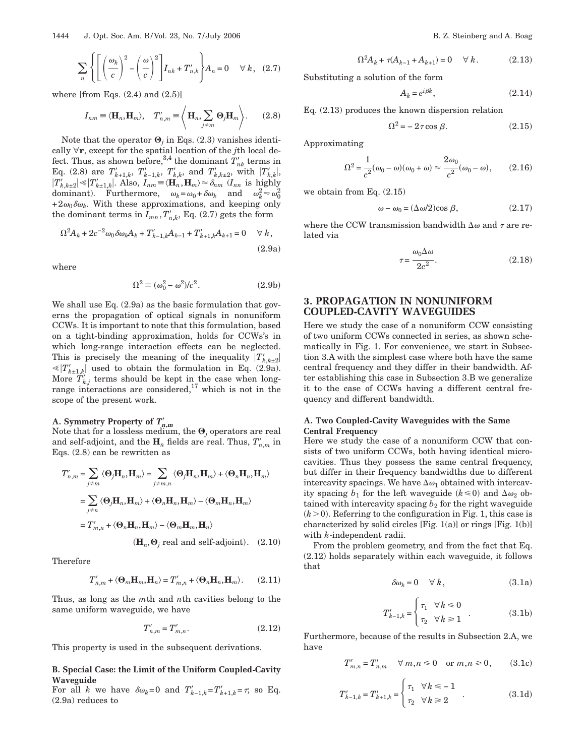$$\sum_n \left\{ \left[ \left(\frac{\omega_k}{c}\right)^2 - \left(\frac{\omega}{c}\right)^2 \right] I_{nk} + T'_{n,k} \right\} A_n = 0 \quad \forall\, k, \quad (2.7)$$

where [from Eqs. (2.4) and (2.5)]

$$I_{nm} \equiv \langle \mathbf{H}_n, \mathbf{H}_m \rangle, \quad T'_{n,m} \equiv \left\langle \mathbf{H}_n, \sum_{j \neq m} \mathbf{\Theta}_j \mathbf{H}_m \right\rangle. \quad (2.8)$$

Note that the operator $\mathbf{\Theta}_j$ in Eqs. (2.3) vanishes identically $\forall \mathbf{r}$, except for the spatial location of the $j$th local defect. Thus, as shown before,[3,4] the dominant $T'_{nk}$ terms in Eq. (2.8) are $T'_{k+1,k}$, $T'_{k-1,k}$, $T'_{k,k}$, and $T'_{k,k\pm 2}$, with $|T'_{k,k}|$, $|T'_{k,k\pm 2}| \ll |T'_{k\pm 1,k}|$. Also, $I_{nm} \equiv \langle \mathbf{H}_n, \mathbf{H}_m \rangle \approx \delta_{nm}$ ($I_{nn}$ is highly dominant). Furthermore, $\omega_k = \omega_0 + \delta\omega_k$ and $\omega_k^2 \approx \omega_0^2 + 2\omega_0 \delta\omega_k$. With these approximations, and keeping only the dominant terms in $I_{mn}, T'_{n,k}$, Eq. (2.7) gets the form

$$\Omega^2 A_k + 2c^{-2}\omega_0 \delta\omega_k A_k + T'_{k-1,k} A_{k-1} + T'_{k+1,k} A_{k+1} = 0 \quad \forall\, k, \quad (2.9a)$$

where

$$\Omega^2 \equiv (\omega_0^2 - \omega^2)/c^2. \quad (2.9b)$$

We shall use Eq. (2.9a) as the basic formulation that governs the propagation of optical signals in nonuniform CCWs. It is important to note that this formulation, based on a tight-binding approximation, holds for CCWs's in which long-range interaction effects can be neglected. This is precisely the meaning of the inequality $|T'_{k,k\pm 2}| \ll |T'_{k\pm 1,k}|$ used to obtain the formulation in Eq. (2.9a). More $T'_{k,j}$ terms should be kept in the case when long-range interactions are considered,[17] which is not in the scope of the present work.

### A. Symmetry Property of $T'_{n,m}$

Note that for a lossless medium, the $\mathbf{\Theta}_j$ operators are real and self-adjoint, and the $\mathbf{H}_n$ fields are real. Thus, $T'_{n,m}$ in Eqs. (2.8) can be rewritten as

$$\begin{aligned}
T'_{n,m} &= \sum_{j \neq m} \langle \mathbf{\Theta}_j \mathbf{H}_n, \mathbf{H}_m \rangle = \sum_{j \neq m,n} \langle \mathbf{\Theta}_j \mathbf{H}_n, \mathbf{H}_m \rangle + \langle \mathbf{\Theta}_n \mathbf{H}_n, \mathbf{H}_m \rangle \\
&= \sum_{j \neq n} \langle \mathbf{\Theta}_j \mathbf{H}_n, \mathbf{H}_m \rangle + \langle \mathbf{\Theta}_n \mathbf{H}_n, \mathbf{H}_m \rangle - \langle \mathbf{\Theta}_m \mathbf{H}_n, \mathbf{H}_m \rangle \\
&= T'_{m,n} + \langle \mathbf{\Theta}_n \mathbf{H}_n, \mathbf{H}_m \rangle - \langle \mathbf{\Theta}_m \mathbf{H}_m, \mathbf{H}_n \rangle \\
&\qquad (\mathbf{H}_n, \mathbf{\Theta}_j \text{ real and self-adjoint}). \quad (2.10)
\end{aligned}$$

Therefore

$$T'_{n,m} + \langle \mathbf{\Theta}_m \mathbf{H}_m, \mathbf{H}_n \rangle = T'_{m,n} + \langle \mathbf{\Theta}_n \mathbf{H}_n, \mathbf{H}_m \rangle. \quad (2.11)$$

Thus, as long as the $m$th and $n$th cavities belong to the same uniform waveguide, we have

$$T'_{n,m} = T'_{m,n}. \quad (2.12)$$

This property is used in the subsequent derivations.

### B. Special Case: the Limit of the Uniform Coupled-Cavity Waveguide

For all $k$ we have $\delta\omega_k = 0$ and $T'_{k-1,k} = T'_{k+1,k} = \tau$; so Eq. (2.9a) reduces to

$$\Omega^2 A_k + \tau(A_{k-1} + A_{k+1}) = 0 \quad \forall\, k. \quad (2.13)$$

Substituting a solution of the form

$$A_k = e^{i\beta k}, \quad (2.14)$$

Eq. (2.13) produces the known dispersion relation

$$\Omega^2 = -2\tau \cos\beta. \quad (2.15)$$

Approximating

$$\Omega^2 = \frac{1}{c^2}(\omega_0 - \omega)(\omega_0 + \omega) \approx \frac{2\omega_0}{c^2}(\omega_0 - \omega), \quad (2.16)$$

we obtain from Eq. (2.15)

$$\omega - \omega_0 = (\Delta\omega/2)\cos\beta, \quad (2.17)$$

where the CCW transmission bandwidth $\Delta\omega$ and $\tau$ are related via

$$\tau = \frac{\omega_0 \Delta\omega}{2c^2}. \quad (2.18)$$

## 3. PROPAGATION IN NONUNIFORM COUPLED-CAVITY WAVEGUIDES

Here we study the case of a nonuniform CCW consisting of two uniform CCWs connected in series, as shown schematically in Fig. 1. For convenience, we start in Subsection 3.A with the simplest case where both have the same central frequency and they differ in their bandwidth. After establishing this case in Subsection 3.B we generalize it to the case of CCWs having a different central frequency and different bandwidth.

### A. Two Coupled-Cavity Waveguides with the Same Central Frequency

Here we study the case of a nonuniform CCW that consists of two uniform CCWs, both having identical microcavities. Thus they possess the same central frequency, but differ in their frequency bandwidths due to different intercavity spacings. We have $\Delta\omega_1$ obtained with intercavity spacing $b_1$ for the left waveguide ($k \leq 0$) and $\Delta\omega_2$ obtained with intercavity spacing $b_2$ for the right waveguide ($k > 0$). Referring to the configuration in Fig. 1, this case is characterized by solid circles [Fig. 1(a)] or rings [Fig. 1(b)] with $k$-independent radii.

From the problem geometry, and from the fact that Eq. (2.12) holds separately within each waveguide, it follows that

$$\delta\omega_k = 0 \quad \forall\, k, \quad (3.1a)$$

$$T'_{k-1,k} = \begin{cases} \tau_1 & \forall k \leq 0 \\ \tau_2 & \forall k \geq 1 \end{cases}. \quad (3.1b)$$

Furthermore, because of the results in Subsection 2.A, we have

$$T'_{m,n} = T'_{n,m} \quad \forall\, m,n \leq 0 \quad \text{or } m,n \geq 0, \quad (3.1c)$$

$$T'_{k-1,k} = T'_{k+1,k} = \begin{cases} \tau_1 & \forall k \leq -1 \\ \tau_2 & \forall k \geq 2 \end{cases}. \quad (3.1d)$$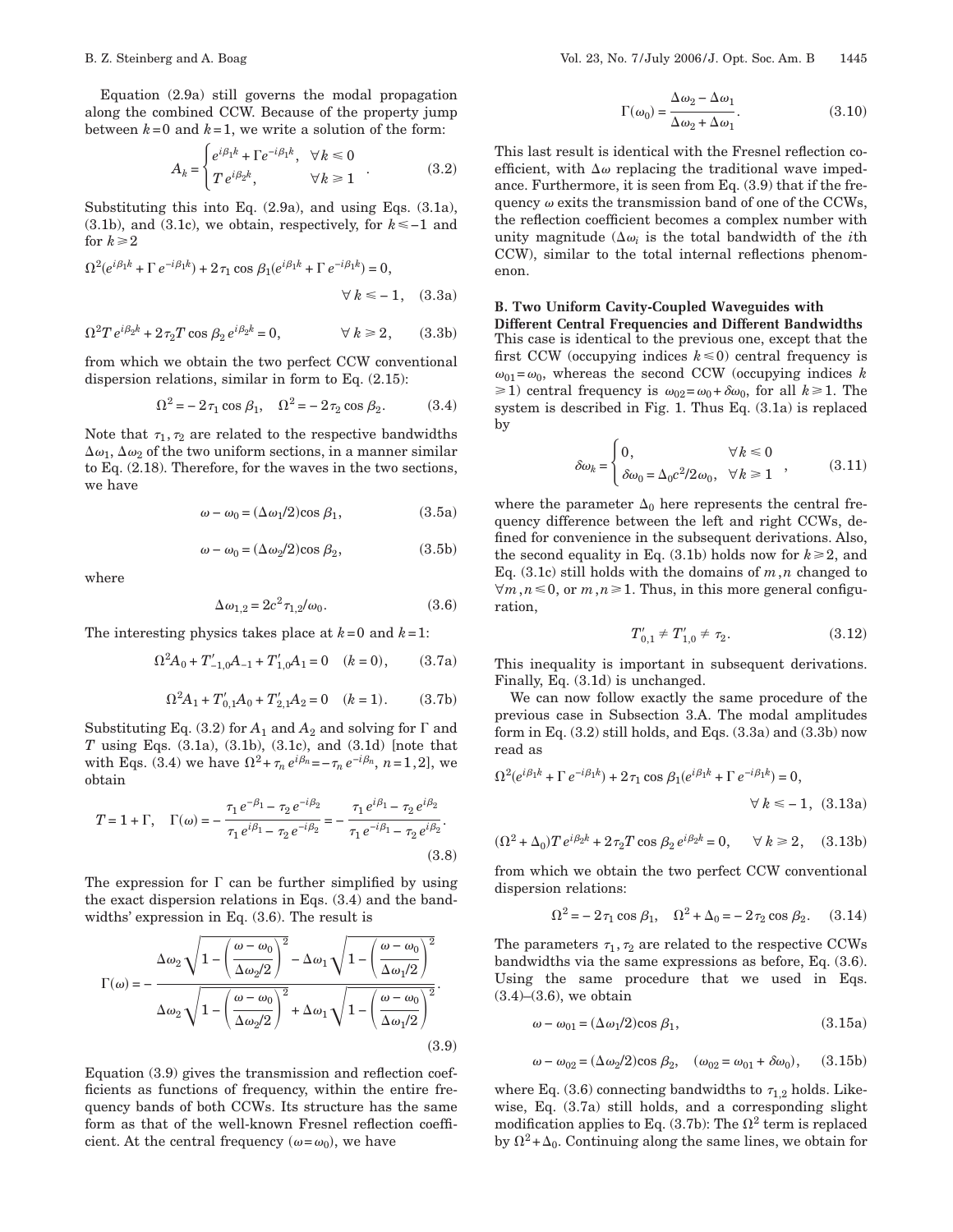Equation (2.9a) still governs the modal propagation along the combined CCW. Because of the property jump between $k=0$ and $k=1$, we write a solution of the form:

$$
A_k = \begin{cases} e^{i\beta_1 k} + \Gamma e^{-i\beta_1 k}, & \forall k \leq 0 \\ T\, e^{i\beta_2 k}, & \forall k \geq 1 \end{cases}. \tag{3.2}
$$

Substituting this into Eq. (2.9a), and using Eqs. (3.1a), (3.1b), and (3.1c), we obtain, respectively, for $k \leq -1$ and for $k \geq 2$

$$
\Omega^2(e^{i\beta_1 k} + \Gamma\, e^{-i\beta_1 k}) + 2\tau_1 \cos\beta_1 (e^{i\beta_1 k} + \Gamma\, e^{-i\beta_1 k}) = 0, \quad \forall k \leq -1, \tag{3.3a}
$$

$$
\Omega^2 T\, e^{i\beta_2 k} + 2\tau_2 T \cos\beta_2\, e^{i\beta_2 k} = 0, \qquad \forall k \geq 2, \tag{3.3b}
$$

from which we obtain the two perfect CCW conventional dispersion relations, similar in form to Eq. (2.15):

$$
\Omega^2 = -2\tau_1 \cos\beta_1, \quad \Omega^2 = -2\tau_2 \cos\beta_2. \tag{3.4}
$$

Note that $\tau_1, \tau_2$ are related to the respective bandwidths $\Delta\omega_1, \Delta\omega_2$ of the two uniform sections, in a manner similar to Eq. (2.18). Therefore, for the waves in the two sections, we have

$$
\omega - \omega_0 = (\Delta\omega_1/2)\cos\beta_1, \tag{3.5a}
$$

$$
\omega - \omega_0 = (\Delta\omega_2/2)\cos\beta_2, \tag{3.5b}
$$

where

$$
\Delta\omega_{1,2} = 2c^2 \tau_{1,2}/\omega_0. \tag{3.6}
$$

The interesting physics takes place at $k=0$ and $k=1$:

$$
\Omega^2 A_0 + T'_{-1,0} A_{-1} + T'_{1,0} A_1 = 0 \quad (k=0), \tag{3.7a}
$$

$$
\Omega^2 A_1 + T'_{0,1} A_0 + T'_{2,1} A_2 = 0 \quad (k=1). \tag{3.7b}
$$

Substituting Eq. (3.2) for $A_1$ and $A_2$ and solving for $\Gamma$ and $T$ using Eqs. (3.1a), (3.1b), (3.1c), and (3.1d) [note that with Eqs. (3.4) we have $\Omega^2 + \tau_n e^{i\beta_n} = -\tau_n e^{-i\beta_n}$, $n=1,2$], we obtain

$$
T = 1 + \Gamma, \quad \Gamma(\omega) = -\frac{\tau_1 e^{-i\beta_1} - \tau_2 e^{-i\beta_2}}{\tau_1 e^{i\beta_1} - \tau_2 e^{-i\beta_2}} = -\frac{\tau_1 e^{i\beta_1} - \tau_2 e^{i\beta_2}}{\tau_1 e^{-i\beta_1} - \tau_2 e^{i\beta_2}}. \tag{3.8}
$$

The expression for $\Gamma$ can be further simplified by using the exact dispersion relations in Eqs. (3.4) and the bandwidths' expression in Eq. (3.6). The result is

$$
\Gamma(\omega) = -\frac{\Delta\omega_2 \sqrt{1 - \left(\dfrac{\omega-\omega_0}{\Delta\omega_2/2}\right)^2} - \Delta\omega_1 \sqrt{1 - \left(\dfrac{\omega-\omega_0}{\Delta\omega_1/2}\right)^2}}{\Delta\omega_2 \sqrt{1 - \left(\dfrac{\omega-\omega_0}{\Delta\omega_2/2}\right)^2} + \Delta\omega_1 \sqrt{1 - \left(\dfrac{\omega-\omega_0}{\Delta\omega_1/2}\right)^2}}. \tag{3.9}
$$

Equation (3.9) gives the transmission and reflection coefficients as functions of frequency, within the entire frequency bands of both CCWs. Its structure has the same form as that of the well-known Fresnel reflection coefficient. At the central frequency ($\omega = \omega_0$), we have

$$
\Gamma(\omega_0) = \frac{\Delta\omega_2 - \Delta\omega_1}{\Delta\omega_2 + \Delta\omega_1}. \tag{3.10}
$$

This last result is identical with the Fresnel reflection coefficient, with $\Delta\omega$ replacing the traditional wave impedance. Furthermore, it is seen from Eq. (3.9) that if the frequency $\omega$ exits the transmission band of one of the CCWs, the reflection coefficient becomes a complex number with unity magnitude ($\Delta\omega_i$ is the total bandwidth of the $i$th CCW), similar to the total internal reflections phenomenon.

### B. Two Uniform Cavity-Coupled Waveguides with Different Central Frequencies and Different Bandwidths

This case is identical to the previous one, except that the first CCW (occupying indices $k \leq 0$) central frequency is $\omega_{01} = \omega_0$, whereas the second CCW (occupying indices $k \geq 1$) central frequency is $\omega_{02} = \omega_0 + \delta\omega_0$, for all $k \geq 1$. The system is described in Fig. 1. Thus Eq. (3.1a) is replaced by

$$
\delta\omega_k = \begin{cases} 0, & \forall k \leq 0 \\ \delta\omega_0 = \Delta_0 c^2/2\omega_0, & \forall k \geq 1 \end{cases}, \tag{3.11}
$$

where the parameter $\Delta_0$ here represents the central frequency difference between the left and right CCWs, defined for convenience in the subsequent derivations. Also, the second equality in Eq. (3.1b) holds now for $k \geq 2$, and Eq. (3.1c) still holds with the domains of $m,n$ changed to $\forall m,n \leq 0$, or $m,n \geq 1$. Thus, in this more general configuration,

$$
T'_{0,1} \neq T'_{1,0} \neq \tau_2. \tag{3.12}
$$

This inequality is important in subsequent derivations. Finally, Eq. (3.1d) is unchanged.

We can now follow exactly the same procedure of the previous case in Subsection 3.A. The modal amplitudes form in Eq. (3.2) still holds, and Eqs. (3.3a) and (3.3b) now read as

$$
\Omega^2(e^{i\beta_1 k} + \Gamma\, e^{-i\beta_1 k}) + 2\tau_1 \cos\beta_1 (e^{i\beta_1 k} + \Gamma\, e^{-i\beta_1 k}) = 0, \quad \forall k \leq -1, \tag{3.13a}
$$

$$
(\Omega^2 + \Delta_0) T\, e^{i\beta_2 k} + 2\tau_2 T \cos\beta_2\, e^{i\beta_2 k} = 0, \quad \forall k \geq 2, \tag{3.13b}
$$

from which we obtain the two perfect CCW conventional dispersion relations:

$$
\Omega^2 = -2\tau_1 \cos\beta_1, \quad \Omega^2 + \Delta_0 = -2\tau_2 \cos\beta_2. \tag{3.14}
$$

The parameters $\tau_1, \tau_2$ are related to the respective CCWs bandwidths via the same expressions as before, Eq. (3.6). Using the same procedure that we used in Eqs. (3.4)–(3.6), we obtain

$$
\omega - \omega_{01} = (\Delta\omega_1/2)\cos\beta_1, \tag{3.15a}
$$

$$
\omega - \omega_{02} = (\Delta\omega_2/2)\cos\beta_2, \quad (\omega_{02} = \omega_{01} + \delta\omega_0), \tag{3.15b}
$$

where Eq. (3.6) connecting bandwidths to $\tau_{1,2}$ holds. Likewise, Eq. (3.7a) still holds, and a corresponding slight modification applies to Eq. (3.7b): The $\Omega^2$ term is replaced by $\Omega^2 + \Delta_0$. Continuing along the same lines, we obtain for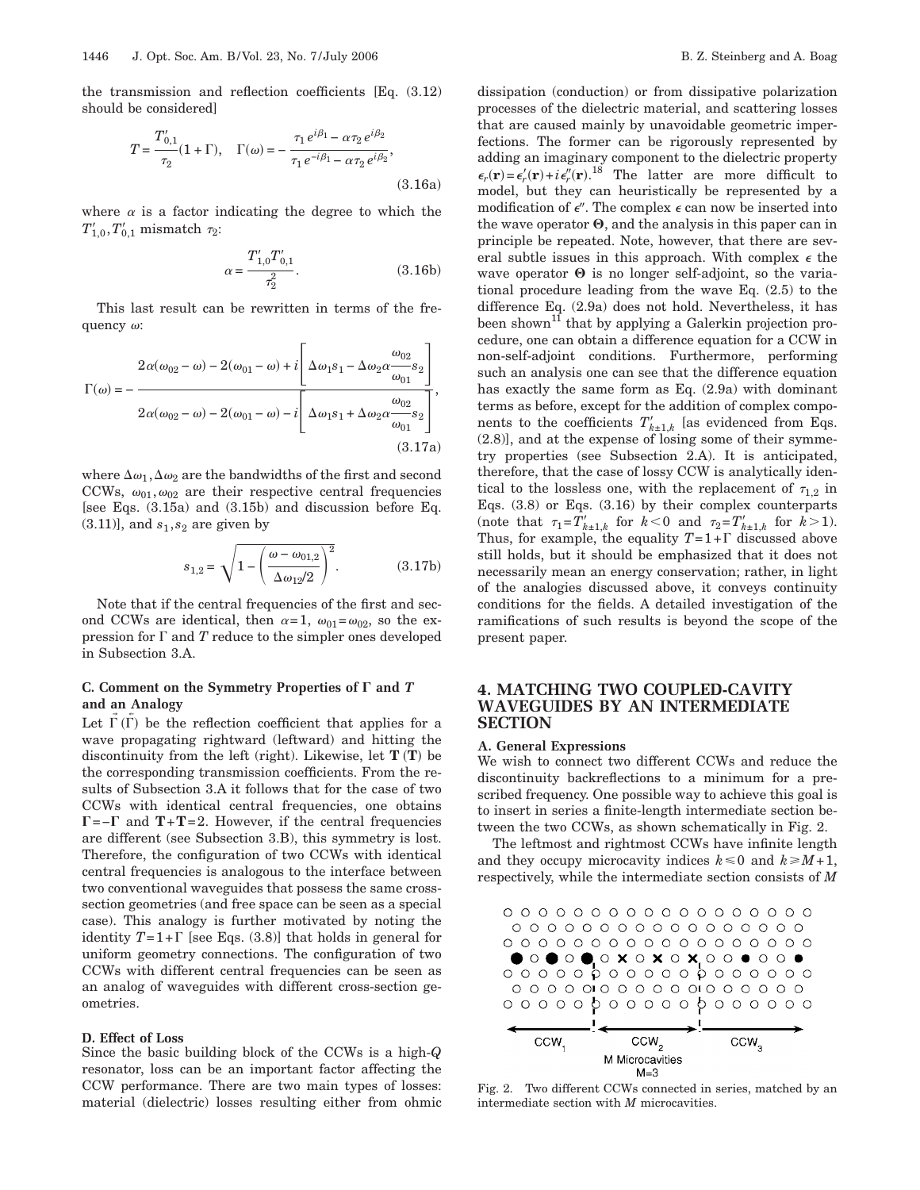the transmission and reflection coefficients [Eq. (3.12) should be considered]

$$T = \frac{T'_{0,1}}{\tau_2}(1+\Gamma), \quad \Gamma(\omega) = -\frac{\tau_1 e^{i\beta_1} - \alpha \tau_2 e^{i\beta_2}}{\tau_1 e^{-i\beta_1} - \alpha \tau_2 e^{i\beta_2}}, \tag{3.16a}$$

where $\alpha$ is a factor indicating the degree to which the $T'_{1,0}, T'_{0,1}$ mismatch $\tau_2$:

$$\alpha = \frac{T'_{1,0} T'_{0,1}}{\tau_2^2}. \tag{3.16b}$$

This last result can be rewritten in terms of the frequency $\omega$:

$$\Gamma(\omega) = -\frac{2\alpha(\omega_{02}-\omega) - 2(\omega_{01}-\omega) + i\left[\Delta\omega_1 s_1 - \Delta\omega_2 \alpha \dfrac{\omega_{02}}{\omega_{01}} s_2\right]}{2\alpha(\omega_{02}-\omega) - 2(\omega_{01}-\omega) - i\left[\Delta\omega_1 s_1 + \Delta\omega_2 \alpha \dfrac{\omega_{02}}{\omega_{01}} s_2\right]}, \tag{3.17a}$$

where $\Delta\omega_1, \Delta\omega_2$ are the bandwidths of the first and second CCWs, $\omega_{01}, \omega_{02}$ are their respective central frequencies [see Eqs. (3.15a) and (3.15b) and discussion before Eq. (3.11)], and $s_1, s_2$ are given by

$$s_{1,2} = \sqrt{1 - \left(\frac{\omega - \omega_{01,2}}{\Delta\omega_{12}/2}\right)^2}. \tag{3.17b}$$

Note that if the central frequencies of the first and second CCWs are identical, then $\alpha=1$, $\omega_{01}=\omega_{02}$, so the expression for $\Gamma$ and $T$ reduce to the simpler ones developed in Subsection 3.A.

### C. Comment on the Symmetry Properties of $\Gamma$ and $T$ and an Analogy

Let $\vec{\Gamma}$ ($\overleftarrow{\Gamma}$) be the reflection coefficient that applies for a wave propagating rightward (leftward) and hitting the discontinuity from the left (right). Likewise, let $\vec{\mathbf{T}}$ ($\overleftarrow{\mathbf{T}}$) be the corresponding transmission coefficients. From the results of Subsection 3.A it follows that for the case of two CCWs with identical central frequencies, one obtains $\vec{\Gamma} = -\overleftarrow{\Gamma}$ and $\vec{\mathbf{T}} + \overleftarrow{\mathbf{T}} = 2$. However, if the central frequencies are different (see Subsection 3.B), this symmetry is lost. Therefore, the configuration of two CCWs with identical central frequencies is analogous to the interface between two conventional waveguides that possess the same cross-section geometries (and free space can be seen as a special case). This analogy is further motivated by noting the identity $T=1+\Gamma$ [see Eqs. (3.8)] that holds in general for uniform geometry connections. The configuration of two CCWs with different central frequencies can be seen as an analog of waveguides with different cross-section geometries.

### D. Effect of Loss

Since the basic building block of the CCWs is a high-$Q$ resonator, loss can be an important factor affecting the CCW performance. There are two main types of losses: material (dielectric) losses resulting either from ohmic dissipation (conduction) or from dissipative polarization processes of the dielectric material, and scattering losses that are caused mainly by unavoidable geometric imperfections. The former can be rigorously represented by adding an imaginary component to the dielectric property $\epsilon_r(\mathbf{r}) = \epsilon'_r(\mathbf{r}) + i\epsilon''_r(\mathbf{r})$.[18] The latter are more difficult to model, but they can heuristically be represented by a modification of $\epsilon''$. The complex $\epsilon$ can now be inserted into the wave operator $\mathbf{\Theta}$, and the analysis in this paper can in principle be repeated. Note, however, that there are several subtle issues in this approach. With complex $\epsilon$ the wave operator $\mathbf{\Theta}$ is no longer self-adjoint, so the variational procedure leading from the wave Eq. (2.5) to the difference Eq. (2.9a) does not hold. Nevertheless, it has been shown[11] that by applying a Galerkin projection procedure, one can obtain a difference equation for a CCW in non-self-adjoint conditions. Furthermore, performing such an analysis one can see that the difference equation has exactly the same form as Eq. (2.9a) with dominant terms as before, except for the addition of complex components to the coefficients $T'_{k\pm1,k}$ [as evidenced from Eqs. (2.8)], and at the expense of losing some of their symmetry properties (see Subsection 2.A). It is anticipated, therefore, that the case of lossy CCW is analytically identical to the lossless one, with the replacement of $\tau_{1,2}$ in Eqs. (3.8) or Eqs. (3.16) by their complex counterparts (note that $\tau_1 = T'_{k\pm1,k}$ for $k<0$ and $\tau_2 = T'_{k\pm1,k}$ for $k>1$). Thus, for example, the equality $T=1+\Gamma$ discussed above still holds, but it should be emphasized that it does not necessarily mean an energy conservation; rather, in light of the analogies discussed above, it conveys continuity conditions for the fields. A detailed investigation of the ramifications of such results is beyond the scope of the present paper.

## 4. MATCHING TWO COUPLED-CAVITY WAVEGUIDES BY AN INTERMEDIATE SECTION

### A. General Expressions

We wish to connect two different CCWs and reduce the discontinuity backreflections to a minimum for a prescribed frequency. One possible way to achieve this goal is to insert in series a finite-length intermediate section between the two CCWs, as shown schematically in Fig. 2.

The leftmost and rightmost CCWs have infinite length and they occupy microcavity indices $k \le 0$ and $k \ge M+1$, respectively, while the intermediate section consists of $M$

Fig. 2. Two different CCWs connected in series, matched by an intermediate section with $M$ microcavities.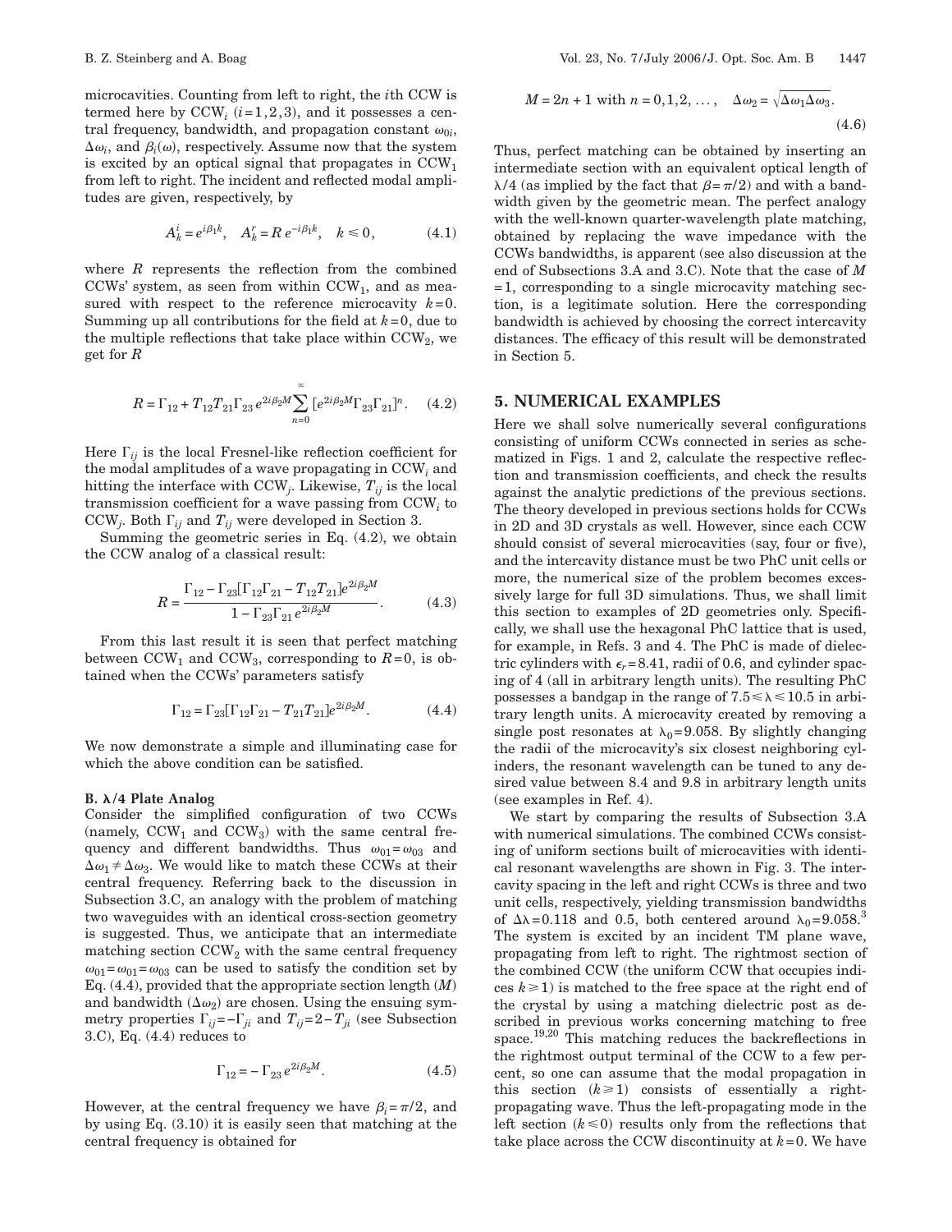microcavities. Counting from left to right, the $i$th CCW is termed here by $\mathrm{CCW}_i$ $(i=1,2,3)$, and it possesses a central frequency, bandwidth, and propagation constant $\omega_{0i}$, $\Delta\omega_i$, and $\beta_i(\omega)$, respectively. Assume now that the system is excited by an optical signal that propagates in $\mathrm{CCW}_1$ from left to right. The incident and reflected modal amplitudes are given, respectively, by

$$A_k^i = e^{i\beta_1 k}, \quad A_k^r = R\, e^{-i\beta_1 k}, \quad k \leq 0, \tag{4.1}$$

where $R$ represents the reflection from the combined CCWs' system, as seen from within $\mathrm{CCW}_1$, and as measured with respect to the reference microcavity $k=0$. Summing up all contributions for the field at $k=0$, due to the multiple reflections that take place within $\mathrm{CCW}_2$, we get for $R$

$$R = \Gamma_{12} + T_{12}T_{21}\Gamma_{23}\, e^{2i\beta_2 M} \sum_{n=0}^{\infty} [e^{2i\beta_2 M}\Gamma_{23}\Gamma_{21}]^n. \tag{4.2}$$

Here $\Gamma_{ij}$ is the local Fresnel-like reflection coefficient for the modal amplitudes of a wave propagating in $\mathrm{CCW}_i$ and hitting the interface with $\mathrm{CCW}_j$. Likewise, $T_{ij}$ is the local transmission coefficient for a wave passing from $\mathrm{CCW}_i$ to $\mathrm{CCW}_j$. Both $\Gamma_{ij}$ and $T_{ij}$ were developed in Section 3.

Summing the geometric series in Eq. (4.2), we obtain the CCW analog of a classical result:

$$R = \frac{\Gamma_{12} - \Gamma_{23}[\Gamma_{12}\Gamma_{21} - T_{12}T_{21}]e^{2i\beta_2 M}}{1 - \Gamma_{23}\Gamma_{21}\, e^{2i\beta_2 M}}. \tag{4.3}$$

From this last result it is seen that perfect matching between $\mathrm{CCW}_1$ and $\mathrm{CCW}_3$, corresponding to $R=0$, is obtained when the CCWs' parameters satisfy

$$\Gamma_{12} = \Gamma_{23}[\Gamma_{12}\Gamma_{21} - T_{21}T_{21}]e^{2i\beta_2 M}. \tag{4.4}$$

We now demonstrate a simple and illuminating case for which the above condition can be satisfied.

### B. $\lambda/4$ Plate Analog

Consider the simplified configuration of two CCWs (namely, $\mathrm{CCW}_1$ and $\mathrm{CCW}_3$) with the same central frequency and different bandwidths. Thus $\omega_{01}=\omega_{03}$ and $\Delta\omega_1 \neq \Delta\omega_3$. We would like to match these CCWs at their central frequency. Referring back to the discussion in Subsection 3.C, an analogy with the problem of matching two waveguides with an identical cross-section geometry is suggested. Thus, we anticipate that an intermediate matching section $\mathrm{CCW}_2$ with the same central frequency $\omega_{01}=\omega_{01}=\omega_{03}$ can be used to satisfy the condition set by Eq. (4.4), provided that the appropriate section length ($M$) and bandwidth ($\Delta\omega_2$) are chosen. Using the ensuing symmetry properties $\Gamma_{ij}=-\Gamma_{ji}$ and $T_{ij}=2-T_{ji}$ (see Subsection 3.C), Eq. (4.4) reduces to

$$\Gamma_{12} = -\Gamma_{23}\, e^{2i\beta_2 M}. \tag{4.5}$$

However, at the central frequency we have $\beta_i=\pi/2$, and by using Eq. (3.10) it is easily seen that matching at the central frequency is obtained for

$$M = 2n+1 \text{ with } n=0,1,2,\ldots, \quad \Delta\omega_2 = \sqrt{\Delta\omega_1\Delta\omega_3}. \tag{4.6}$$

Thus, perfect matching can be obtained by inserting an intermediate section with an equivalent optical length of $\lambda/4$ (as implied by the fact that $\beta=\pi/2$) and with a bandwidth given by the geometric mean. The perfect analogy with the well-known quarter-wavelength plate matching, obtained by replacing the wave impedance with the CCWs bandwidths, is apparent (see also discussion at the end of Subsections 3.A and 3.C). Note that the case of $M=1$, corresponding to a single microcavity matching section, is a legitimate solution. Here the corresponding bandwidth is achieved by choosing the correct intercavity distances. The efficacy of this result will be demonstrated in Section 5.

## 5. NUMERICAL EXAMPLES

Here we shall solve numerically several configurations consisting of uniform CCWs connected in series as schematized in Figs. 1 and 2, calculate the respective reflection and transmission coefficients, and check the results against the analytic predictions of the previous sections. The theory developed in previous sections holds for CCWs in 2D and 3D crystals as well. However, since each CCW should consist of several microcavities (say, four or five), and the intercavity distance must be two PhC unit cells or more, the numerical size of the problem becomes excessively large for full 3D simulations. Thus, we shall limit this section to examples of 2D geometries only. Specifically, we shall use the hexagonal PhC lattice that is used, for example, in Refs. 3 and 4. The PhC is made of dielectric cylinders with $\epsilon_r=8.41$, radii of 0.6, and cylinder spacing of 4 (all in arbitrary length units). The resulting PhC possesses a bandgap in the range of $7.5 \leq \lambda \leq 10.5$ in arbitrary length units. A microcavity created by removing a single post resonates at $\lambda_0=9.058$. By slightly changing the radii of the microcavity's six closest neighboring cylinders, the resonant wavelength can be tuned to any desired value between 8.4 and 9.8 in arbitrary length units (see examples in Ref. 4).

We start by comparing the results of Subsection 3.A with numerical simulations. The combined CCWs consisting of uniform sections built of microcavities with identical resonant wavelengths are shown in Fig. 3. The intercavity spacing in the left and right CCWs is three and two unit cells, respectively, yielding transmission bandwidths of $\Delta\lambda=0.118$ and 0.5, both centered around $\lambda_0=9.058$.[3] The system is excited by an incident TM plane wave, propagating from left to right. The rightmost section of the combined CCW (the uniform CCW that occupies indices $k \geq 1$) is matched to the free space at the right end of the crystal by using a matching dielectric post as described in previous works concerning matching to free space.[19,20] This matching reduces the backreflections in the rightmost output terminal of the CCW to a few percent, so one can assume that the modal propagation in this section ($k \geq 1$) consists of essentially a right-propagating wave. Thus the left-propagating mode in the left section ($k \leq 0$) results only from the reflections that take place across the CCW discontinuity at $k=0$. We have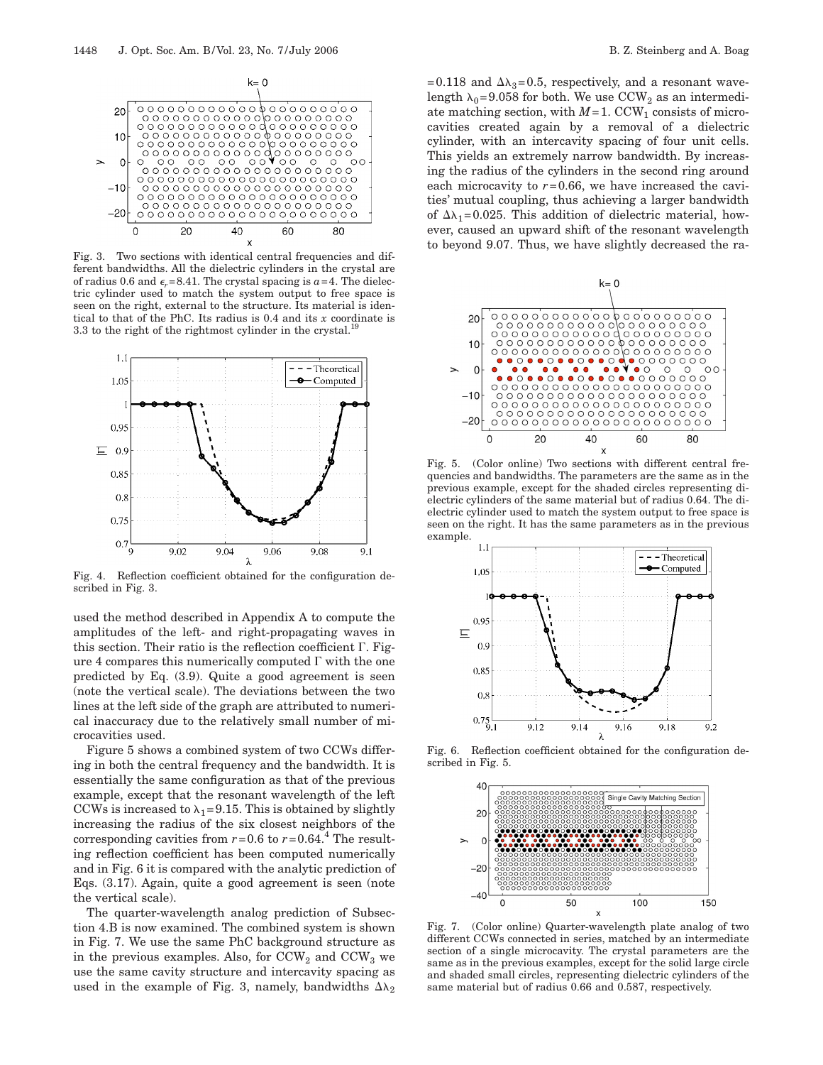Fig. 3. Two sections with identical central frequencies and different bandwidths. All the dielectric cylinders in the crystal are of radius 0.6 and $\epsilon_r = 8.41$. The crystal spacing is $a = 4$. The dielectric cylinder used to match the system output to free space is seen on the right, external to the structure. Its material is identical to that of the PhC. Its radius is 0.4 and its $x$ coordinate is 3.3 to the right of the rightmost cylinder in the crystal.[19]

Fig. 4. Reflection coefficient obtained for the configuration described in Fig. 3.

used the method described in Appendix A to compute the amplitudes of the left- and right-propagating waves in this section. Their ratio is the reflection coefficient $\Gamma$. Figure 4 compares this numerically computed $\Gamma$ with the one predicted by Eq. (3.9). Quite a good agreement is seen (note the vertical scale). The deviations between the two lines at the left side of the graph are attributed to numerical inaccuracy due to the relatively small number of microcavities used.

Figure 5 shows a combined system of two CCWs differing in both the central frequency and the bandwidth. It is essentially the same configuration as that of the previous example, except that the resonant wavelength of the left CCWs is increased to $\lambda_1 = 9.15$. This is obtained by slightly increasing the radius of the six closest neighbors of the corresponding cavities from $r = 0.6$ to $r = 0.64$.[4] The resulting reflection coefficient has been computed numerically and in Fig. 6 it is compared with the analytic prediction of Eqs. (3.17). Again, quite a good agreement is seen (note the vertical scale).

The quarter-wavelength analog prediction of Subsection 4.B is now examined. The combined system is shown in Fig. 7. We use the same PhC background structure as in the previous examples. Also, for $\mathrm{CCW}_2$ and $\mathrm{CCW}_3$ we use the same cavity structure and intercavity spacing as used in the example of Fig. 3, namely, bandwidths $\Delta\lambda_2 = 0.118$ and $\Delta\lambda_3 = 0.5$, respectively, and a resonant wavelength $\lambda_0 = 9.058$ for both. We use $\mathrm{CCW}_2$ as an intermediate matching section, with $M = 1$. $\mathrm{CCW}_1$ consists of microcavities created again by a removal of a dielectric cylinder, with an intercavity spacing of four unit cells. This yields an extremely narrow bandwidth. By increasing the radius of the cylinders in the second ring around each microcavity to $r = 0.66$, we have increased the cavities' mutual coupling, thus achieving a larger bandwidth of $\Delta\lambda_1 = 0.025$. This addition of dielectric material, however, caused an upward shift of the resonant wavelength to beyond 9.07. Thus, we have slightly decreased the ra-

Fig. 5. (Color online) Two sections with different central frequencies and bandwidths. The parameters are the same as in the previous example, except for the shaded circles representing dielectric cylinders of the same material but of radius 0.64. The dielectric cylinder used to match the system output to free space is seen on the right. It has the same parameters as in the previous example.

Fig. 6. Reflection coefficient obtained for the configuration described in Fig. 5.

Fig. 7. (Color online) Quarter-wavelength plate analog of two different CCWs connected in series, matched by an intermediate section of a single microcavity. The crystal parameters are the same as in the previous examples, except for the solid large circle and shaded small circles, representing dielectric cylinders of the same material but of radius 0.66 and 0.587, respectively.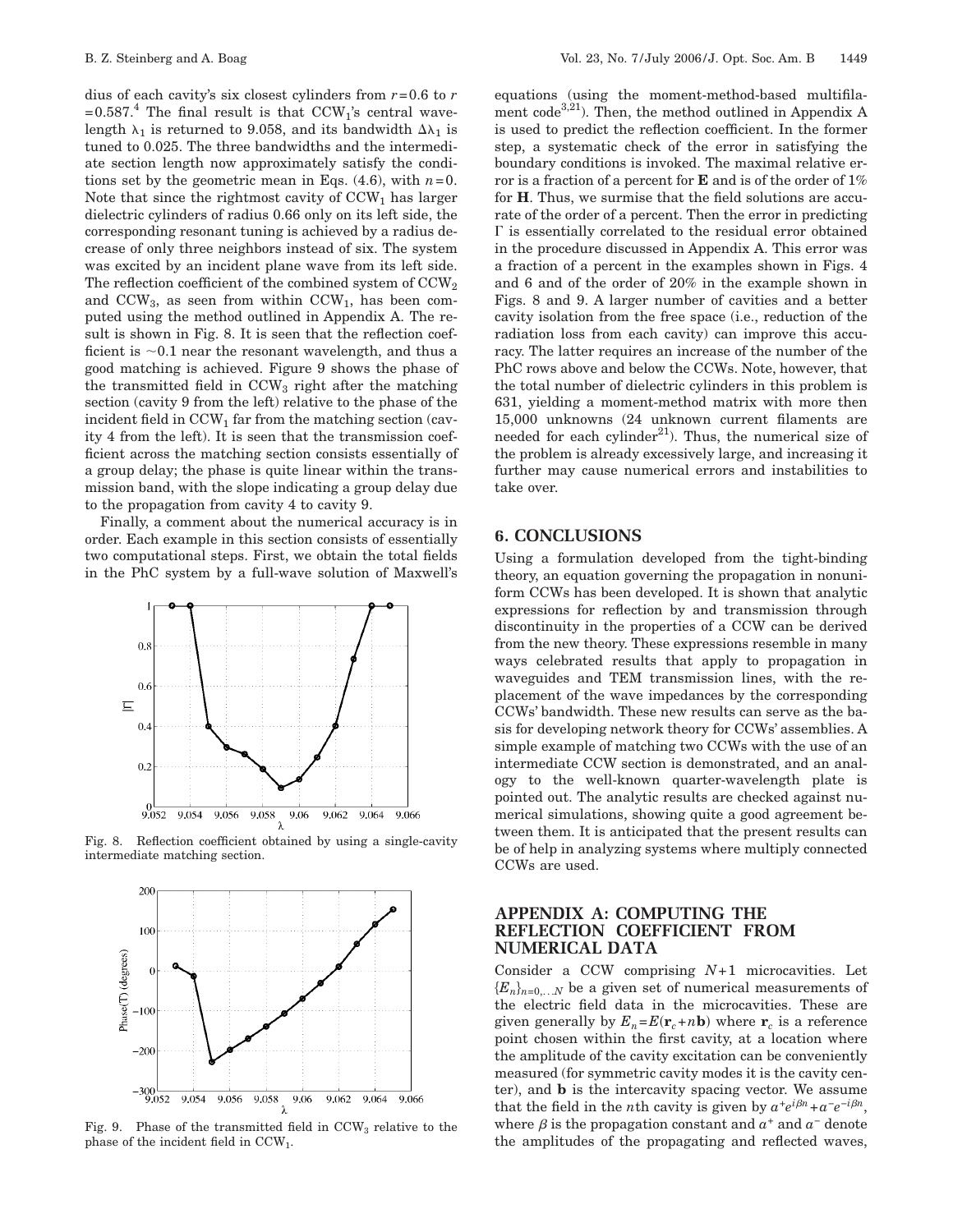dius of each cavity's six closest cylinders from $r=0.6$ to $r=0.587$.[4] The final result is that $CCW_1$'s central wavelength $\lambda_1$ is returned to 9.058, and its bandwidth $\Delta\lambda_1$ is tuned to 0.025. The three bandwidths and the intermediate section length now approximately satisfy the conditions set by the geometric mean in Eqs. (4.6), with $n=0$. Note that since the rightmost cavity of $CCW_1$ has larger dielectric cylinders of radius 0.66 only on its left side, the corresponding resonant tuning is achieved by a radius decrease of only three neighbors instead of six. The system was excited by an incident plane wave from its left side. The reflection coefficient of the combined system of $CCW_2$ and $CCW_3$, as seen from within $CCW_1$, has been computed using the method outlined in Appendix A. The result is shown in Fig. 8. It is seen that the reflection coefficient is $\sim 0.1$ near the resonant wavelength, and thus a good matching is achieved. Figure 9 shows the phase of the transmitted field in $CCW_3$ right after the matching section (cavity 9 from the left) relative to the phase of the incident field in $CCW_1$ far from the matching section (cavity 4 from the left). It is seen that the transmission coefficient across the matching section consists essentially of a group delay; the phase is quite linear within the transmission band, with the slope indicating a group delay due to the propagation from cavity 4 to cavity 9.

Finally, a comment about the numerical accuracy is in order. Each example in this section consists of essentially two computational steps. First, we obtain the total fields in the PhC system by a full-wave solution of Maxwell's equations (using the moment-method-based multifilament code[3,21]). Then, the method outlined in Appendix A is used to predict the reflection coefficient. In the former step, a systematic check of the error in satisfying the boundary conditions is invoked. The maximal relative error is a fraction of a percent for **E** and is of the order of 1% for **H**. Thus, we surmise that the field solutions are accurate of the order of a percent. Then the error in predicting $\Gamma$ is essentially correlated to the residual error obtained in the procedure discussed in Appendix A. This error was a fraction of a percent in the examples shown in Figs. 4 and 6 and of the order of 20% in the example shown in Figs. 8 and 9. A larger number of cavities and a better cavity isolation from the free space (i.e., reduction of the radiation loss from each cavity) can improve this accuracy. The latter requires an increase of the number of the PhC rows above and below the CCWs. Note, however, that the total number of dielectric cylinders in this problem is 631, yielding a moment-method matrix with more then 15,000 unknowns (24 unknown current filaments are needed for each cylinder[21]). Thus, the numerical size of the problem is already excessively large, and increasing it further may cause numerical errors and instabilities to take over.

Fig. 8. Reflection coefficient obtained by using a single-cavity intermediate matching section.

Fig. 9. Phase of the transmitted field in $CCW_3$ relative to the phase of the incident field in $CCW_1$.

## 6. CONCLUSIONS

Using a formulation developed from the tight-binding theory, an equation governing the propagation in nonuniform CCWs has been developed. It is shown that analytic expressions for reflection by and transmission through discontinuity in the properties of a CCW can be derived from the new theory. These expressions resemble in many ways celebrated results that apply to propagation in waveguides and TEM transmission lines, with the replacement of the wave impedances by the corresponding CCWs' bandwidth. These new results can serve as the basis for developing network theory for CCWs' assemblies. A simple example of matching two CCWs with the use of an intermediate CCW section is demonstrated, and an analogy to the well-known quarter-wavelength plate is pointed out. The analytic results are checked against numerical simulations, showing quite a good agreement between them. It is anticipated that the present results can be of help in analyzing systems where multiply connected CCWs are used.

## APPENDIX A: COMPUTING THE REFLECTION COEFFICIENT FROM NUMERICAL DATA

Consider a CCW comprising $N+1$ microcavities. Let $\{E_n\}_{n=0,\ldots N}$ be a given set of numerical measurements of the electric field data in the microcavities. These are given generally by $E_n = E(\mathbf{r}_c + n\mathbf{b})$ where $\mathbf{r}_c$ is a reference point chosen within the first cavity, at a location where the amplitude of the cavity excitation can be conveniently measured (for symmetric cavity modes it is the cavity center), and $\mathbf{b}$ is the intercavity spacing vector. We assume that the field in the $n$th cavity is given by $a^+ e^{i\beta n} + a^- e^{-i\beta n}$, where $\beta$ is the propagation constant and $a^+$ and $a^-$ denote the amplitudes of the propagating and reflected waves,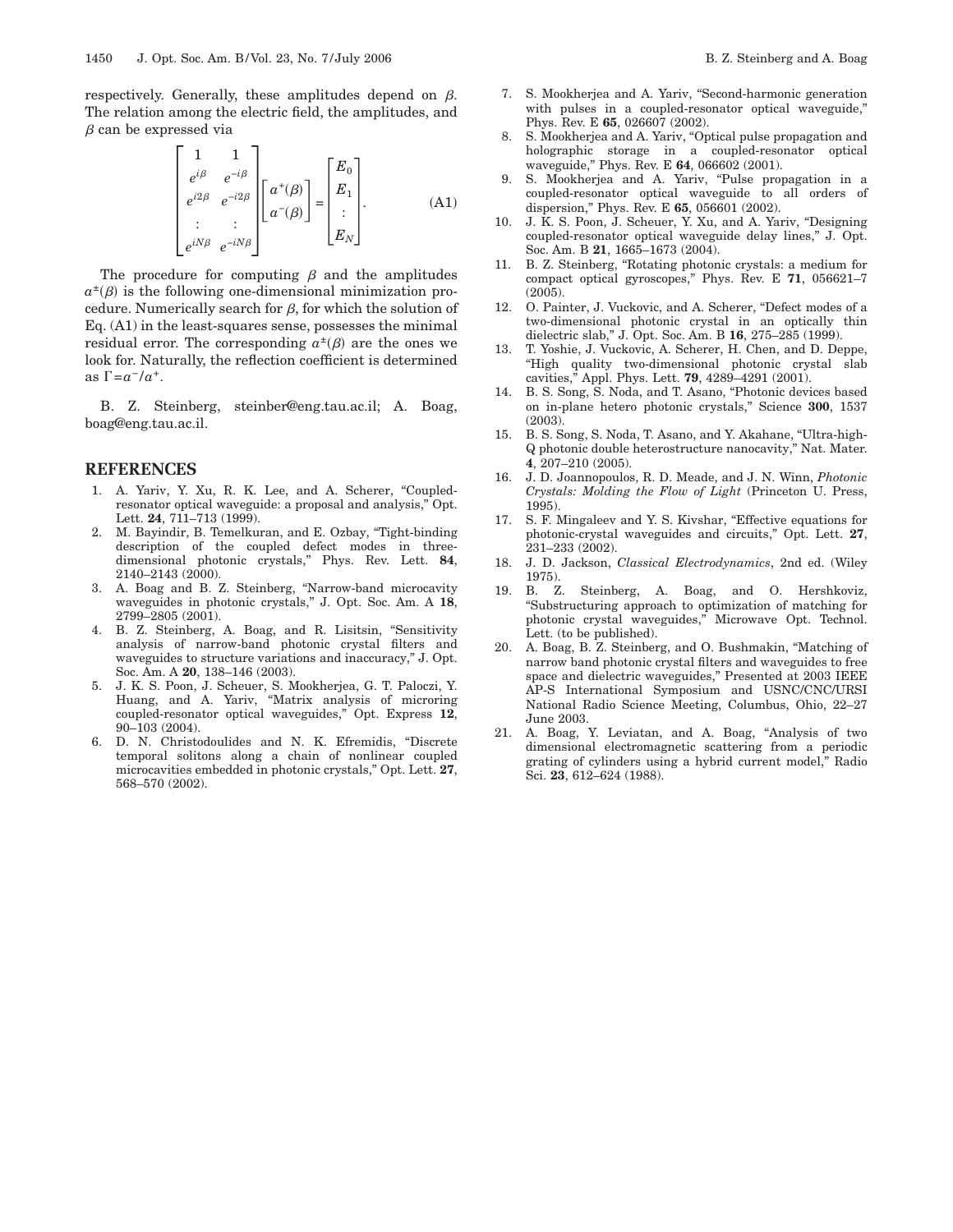respectively. Generally, these amplitudes depend on $\beta$. The relation among the electric field, the amplitudes, and $\beta$ can be expressed via

$$\begin{bmatrix} 1 & 1 \\ e^{i\beta} & e^{-i\beta} \\ e^{i2\beta} & e^{-i2\beta} \\ \vdots & \vdots \\ e^{iN\beta} & e^{-iN\beta} \end{bmatrix} \begin{bmatrix} a^{+}(\beta) \\ a^{-}(\beta) \end{bmatrix} = \begin{bmatrix} E_0 \\ E_1 \\ \vdots \\ E_N \end{bmatrix}. \tag{A1}$$

The procedure for computing $\beta$ and the amplitudes $a^{\pm}(\beta)$ is the following one-dimensional minimization procedure. Numerically search for $\beta$, for which the solution of Eq. (A1) in the least-squares sense, possesses the minimal residual error. The corresponding $a^{\pm}(\beta)$ are the ones we look for. Naturally, the reflection coefficient is determined as $\Gamma = a^{-}/a^{+}$.

B. Z. Steinberg, steinber@eng.tau.ac.il; A. Boag, boag@eng.tau.ac.il.

## REFERENCES

1. A. Yariv, Y. Xu, R. K. Lee, and A. Scherer, "Coupled-resonator optical waveguide: a proposal and analysis," Opt. Lett. **24**, 711–713 (1999).
2. M. Bayindir, B. Temelkuran, and E. Ozbay, "Tight-binding description of the coupled defect modes in three-dimensional photonic crystals," Phys. Rev. Lett. **84**, 2140–2143 (2000).
3. A. Boag and B. Z. Steinberg, "Narrow-band microcavity waveguides in photonic crystals," J. Opt. Soc. Am. A **18**, 2799–2805 (2001).
4. B. Z. Steinberg, A. Boag, and R. Lisitsin, "Sensitivity analysis of narrow-band photonic crystal filters and waveguides to structure variations and inaccuracy," J. Opt. Soc. Am. A **20**, 138–146 (2003).
5. J. K. S. Poon, J. Scheuer, S. Mookherjea, G. T. Paloczi, Y. Huang, and A. Yariv, "Matrix analysis of microring coupled-resonator optical waveguides," Opt. Express **12**, 90–103 (2004).
6. D. N. Christodoulides and N. K. Efremidis, "Discrete temporal solitons along a chain of nonlinear coupled microcavities embedded in photonic crystals," Opt. Lett. **27**, 568–570 (2002).
7. S. Mookherjea and A. Yariv, "Second-harmonic generation with pulses in a coupled-resonator optical waveguide," Phys. Rev. E **65**, 026607 (2002).
8. S. Mookherjea and A. Yariv, "Optical pulse propagation and holographic storage in a coupled-resonator optical waveguide," Phys. Rev. E **64**, 066602 (2001).
9. S. Mookherjea and A. Yariv, "Pulse propagation in a coupled-resonator optical waveguide to all orders of dispersion," Phys. Rev. E **65**, 056601 (2002).
10. J. K. S. Poon, J. Scheuer, Y. Xu, and A. Yariv, "Designing coupled-resonator optical waveguide delay lines," J. Opt. Soc. Am. B **21**, 1665–1673 (2004).
11. B. Z. Steinberg, "Rotating photonic crystals: a medium for compact optical gyroscopes," Phys. Rev. E **71**, 056621–7 (2005).
12. O. Painter, J. Vuckovic, and A. Scherer, "Defect modes of a two-dimensional photonic crystal in an optically thin dielectric slab," J. Opt. Soc. Am. B **16**, 275–285 (1999).
13. T. Yoshie, J. Vuckovic, A. Scherer, H. Chen, and D. Deppe, "High quality two-dimensional photonic crystal slab cavities," Appl. Phys. Lett. **79**, 4289–4291 (2001).
14. B. S. Song, S. Noda, and T. Asano, "Photonic devices based on in-plane hetero photonic crystals," Science **300**, 1537 (2003).
15. B. S. Song, S. Noda, T. Asano, and Y. Akahane, "Ultra-high-Q photonic double heterostructure nanocavity," Nat. Mater. **4**, 207–210 (2005).
16. J. D. Joannopoulos, R. D. Meade, and J. N. Winn, *Photonic Crystals: Molding the Flow of Light* (Princeton U. Press, 1995).
17. S. F. Mingaleev and Y. S. Kivshar, "Effective equations for photonic-crystal waveguides and circuits," Opt. Lett. **27**, 231–233 (2002).
18. J. D. Jackson, *Classical Electrodynamics*, 2nd ed. (Wiley 1975).
19. B. Z. Steinberg, A. Boag, and O. Hershkoviz, "Substructuring approach to optimization of matching for photonic crystal waveguides," Microwave Opt. Technol. Lett. (to be published).
20. A. Boag, B. Z. Steinberg, and O. Bushmakin, "Matching of narrow band photonic crystal filters and waveguides to free space and dielectric waveguides," Presented at 2003 IEEE AP-S International Symposium and USNC/CNC/URSI National Radio Science Meeting, Columbus, Ohio, 22–27 June 2003.
21. A. Boag, Y. Leviatan, and A. Boag, "Analysis of two dimensional electromagnetic scattering from a periodic grating of cylinders using a hybrid current model," Radio Sci. **23**, 612–624 (1988).